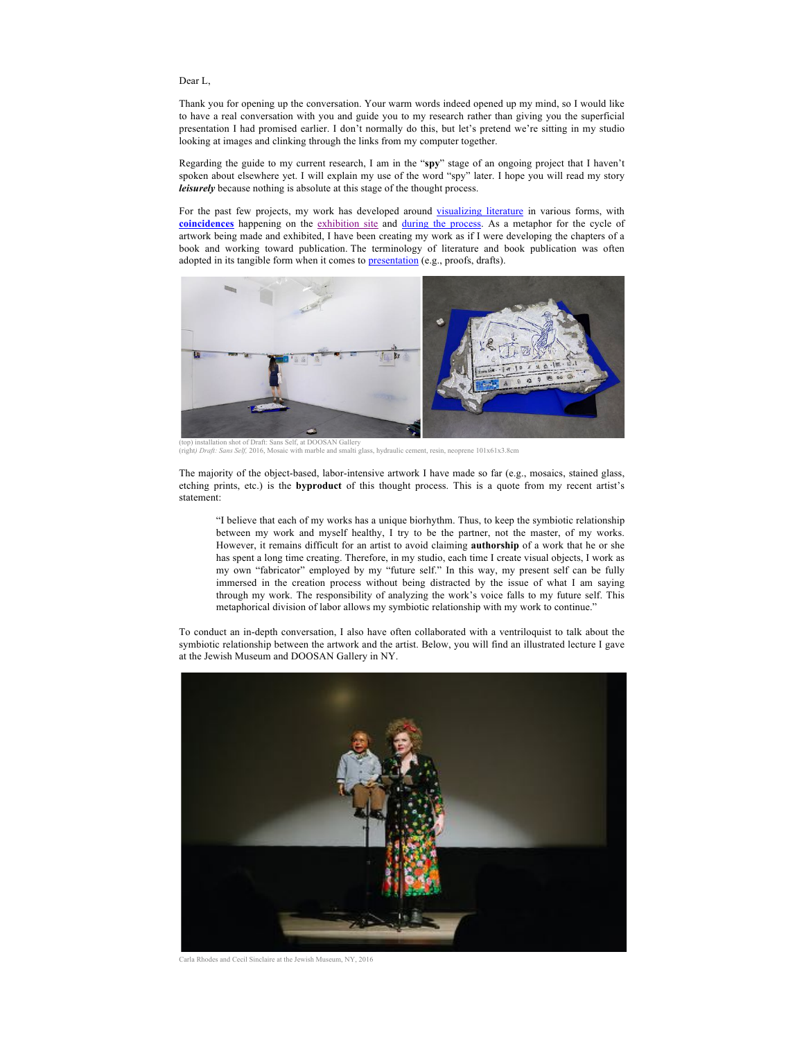Dear L,

Thank you for opening up the conversation. Your warm words indeed opened up my mind, so I would like to have a real conversation with you and guide you to my research rather than giving you the superficial presentation I had promised earlier. I don't normally do this, but let's pretend we're sitting in my studio looking at images and clinking through the links from my computer together.

Regarding the guide to my current research, I am in the "**spy**" stage of an ongoing project that I haven't spoken about elsewhere yet. I will explain my use of the word "spy" later. I hope you will read my story ***leisurely*** because nothing is absolute at this stage of the thought process.

For the past few projects, my work has developed around visualizing literature in various forms, with **coincidences** happening on the exhibition site and during the process. As a metaphor for the cycle of artwork being made and exhibited, I have been creating my work as if I were developing the chapters of a book and working toward publication. The terminology of literature and book publication was often adopted in its tangible form when it comes to presentation (e.g., proofs, drafts).

(top) installation shot of Draft: Sans Self, at DOOSAN Gallery
(right) *Draft: Sans Self,* 2016, Mosaic with marble and smalti glass, hydraulic cement, resin, neoprene 101x61x3.8cm

The majority of the object-based, labor-intensive artwork I have made so far (e.g., mosaics, stained glass, etching prints, etc.) is the **byproduct** of this thought process. This is a quote from my recent artist's statement:

> "I believe that each of my works has a unique biorhythm. Thus, to keep the symbiotic relationship between my work and myself healthy, I try to be the partner, not the master, of my works. However, it remains difficult for an artist to avoid claiming **authorship** of a work that he or she has spent a long time creating. Therefore, in my studio, each time I create visual objects, I work as my own "fabricator" employed by my "future self." In this way, my present self can be fully immersed in the creation process without being distracted by the issue of what I am saying through my work. The responsibility of analyzing the work's voice falls to my future self. This metaphorical division of labor allows my symbiotic relationship with my work to continue."

To conduct an in-depth conversation, I also have often collaborated with a ventriloquist to talk about the symbiotic relationship between the artwork and the artist. Below, you will find an illustrated lecture I gave at the Jewish Museum and DOOSAN Gallery in NY.

Carla Rhodes and Cecil Sinclaire at the Jewish Museum, NY, 2016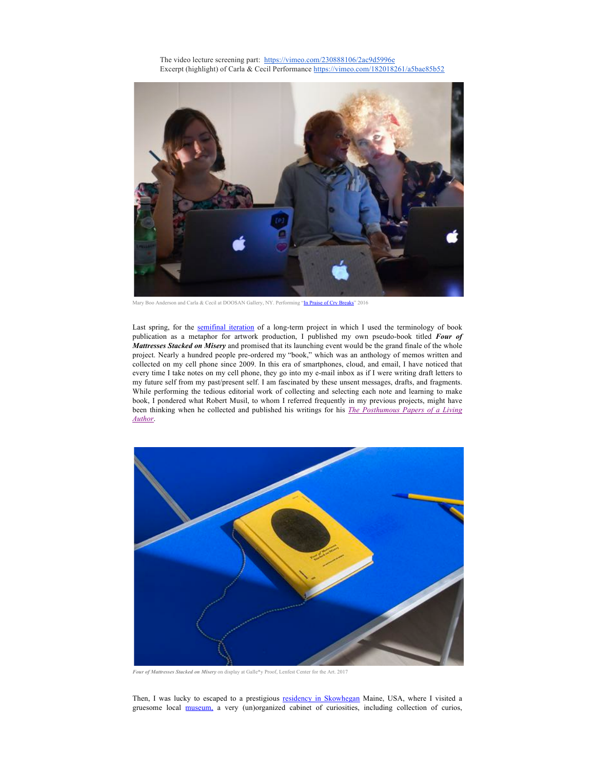The video lecture screening part: https://vimeo.com/230888106/2ac9d5996e
Excerpt (highlight) of Carla & Cecil Performance https://vimeo.com/182018261/a5bae85b52

Mary Boo Anderson and Carla & Cecil at DOOSAN Gallery, NY. Performing "In Praise of Cry Breaks" 2016

Last spring, for the semifinal iteration of a long-term project in which I used the terminology of book publication as a metaphor for artwork production, I published my own pseudo-book titled ***Four of Mattresses Stacked on Misery*** and promised that its launching event would be the grand finale of the whole project. Nearly a hundred people pre-ordered my "book," which was an anthology of memos written and collected on my cell phone since 2009. In this era of smartphones, cloud, and email, I have noticed that every time I take notes on my cell phone, they go into my e-mail inbox as if I were writing draft letters to my future self from my past/present self. I am fascinated by these unsent messages, drafts, and fragments. While performing the tedious editorial work of collecting and selecting each note and learning to make book, I pondered what Robert Musil, to whom I referred frequently in my previous projects, might have been thinking when he collected and published his writings for his *The Posthumous Papers of a Living Author*.

***Four of Mattresses Stacked on Misery*** on display at Galle*y Proof, Lenfest Center for the Art. 2017

Then, I was lucky to escaped to a prestigious residency in Skowhegan Maine, USA, where I visited a gruesome local museum, a very (un)organized cabinet of curiosities, including collection of curios,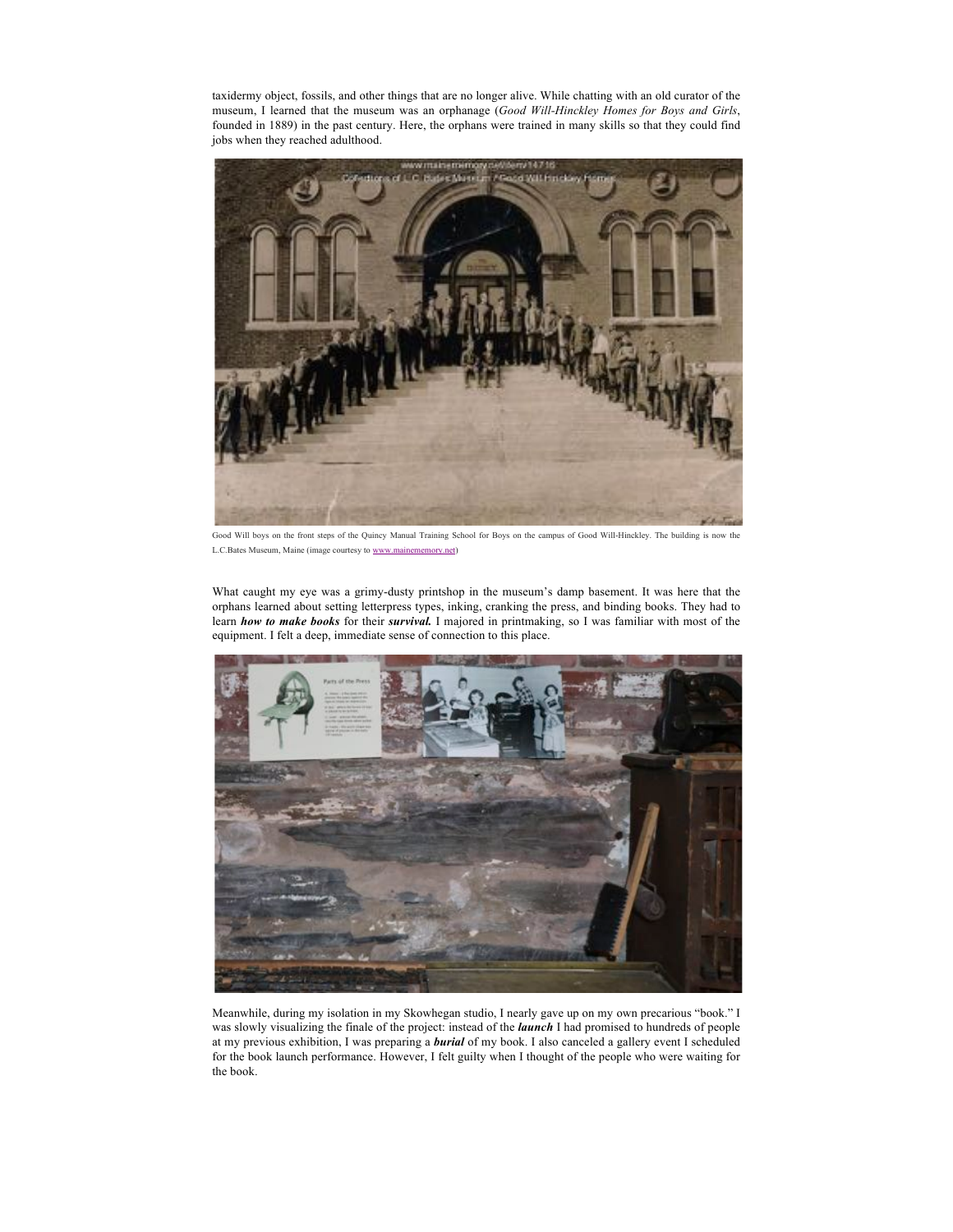taxidermy object, fossils, and other things that are no longer alive. While chatting with an old curator of the museum, I learned that the museum was an orphanage (*Good Will-Hinckley Homes for Boys and Girls*, founded in 1889) in the past century. Here, the orphans were trained in many skills so that they could find jobs when they reached adulthood.

Good Will boys on the front steps of the Quincy Manual Training School for Boys on the campus of Good Will-Hinckley. The building is now the L.C.Bates Museum, Maine (image courtesy to [www.mainememory.net](www.mainememory.net))

What caught my eye was a grimy-dusty printshop in the museum's damp basement. It was here that the orphans learned about setting letterpress types, inking, cranking the press, and binding books. They had to learn ***how to make books*** for their ***survival.*** I majored in printmaking, so I was familiar with most of the equipment. I felt a deep, immediate sense of connection to this place.

Meanwhile, during my isolation in my Skowhegan studio, I nearly gave up on my own precarious "book." I was slowly visualizing the finale of the project: instead of the ***launch*** I had promised to hundreds of people at my previous exhibition, I was preparing a ***burial*** of my book. I also canceled a gallery event I scheduled for the book launch performance. However, I felt guilty when I thought of the people who were waiting for the book.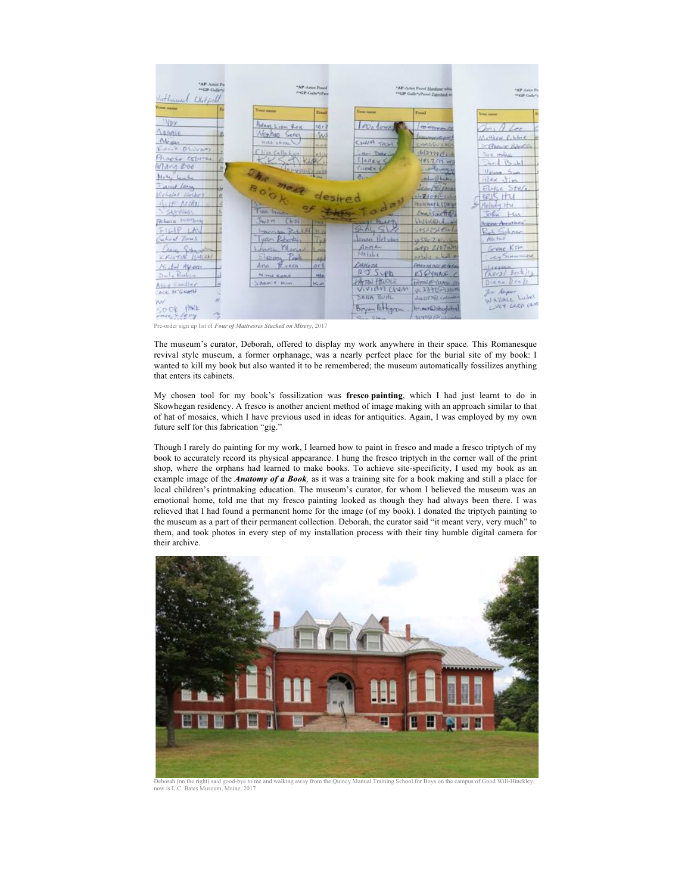Pre-order sign up list of ***Four of Mattresses Stacked on Misery***, 2017

The museum's curator, Deborah, offered to display my work anywhere in their space. This Romanesque revival style museum, a former orphanage, was a nearly perfect place for the burial site of my book: I wanted to kill my book but also wanted it to be remembered; the museum automatically fossilizes anything that enters its cabinets.

My chosen tool for my book's fossilization was **fresco painting**, which I had just learnt to do in Skowhegan residency. A fresco is another ancient method of image making with an approach similar to that of hat of mosaics, which I have previous used in ideas for antiquities. Again, I was employed by my own future self for this fabrication "gig."

Though I rarely do painting for my work, I learned how to paint in fresco and made a fresco triptych of my book to accurately record its physical appearance. I hung the fresco triptych in the corner wall of the print shop, where the orphans had learned to make books. To achieve site-specificity, I used my book as an example image of the ***Anatomy of a Book***, as it was a training site for a book making and still a place for local children's printmaking education. The museum's curator, for whom I believed the museum was an emotional home, told me that my fresco painting looked as though they had always been there. I was relieved that I had found a permanent home for the image (of my book). I donated the triptych painting to the museum as a part of their permanent collection. Deborah, the curator said "it meant very, very much" to them, and took photos in every step of my installation process with their tiny humble digital camera for their archive.

Deborah (on the right) said good-bye to me and walking away from the Quincy Manual Training School for Boys on the campus of Good Will-Hinckley, now is L.C. Bates Museum, Maine, 2017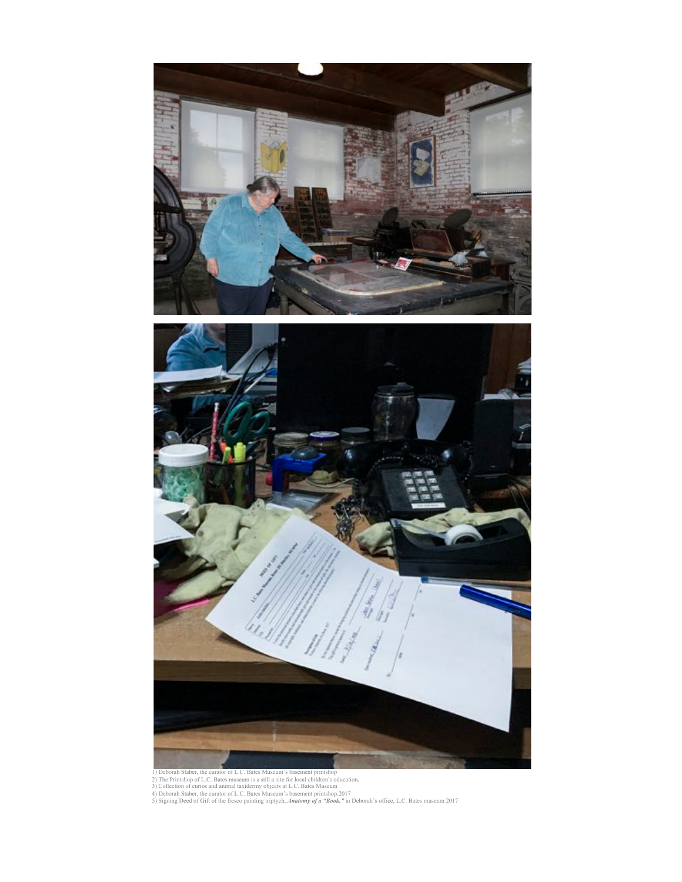1) Deborah Staber, the curator of L.C. Bates Museum's basement printshop
2) The Printshop of L.C. Bates museum is a still a site for local children's education.
3) Collection of curios and animal taxidermy objects at L.C. Bates Museum
4) Deborah Staber, the curator of L.C. Bates Museum's basement printshop.2017
5) Signing Deed of Gift of the fresco painting triptych, ***Anatomy of a "Book."*** in Deborah's office, L.C. Bates museum 2017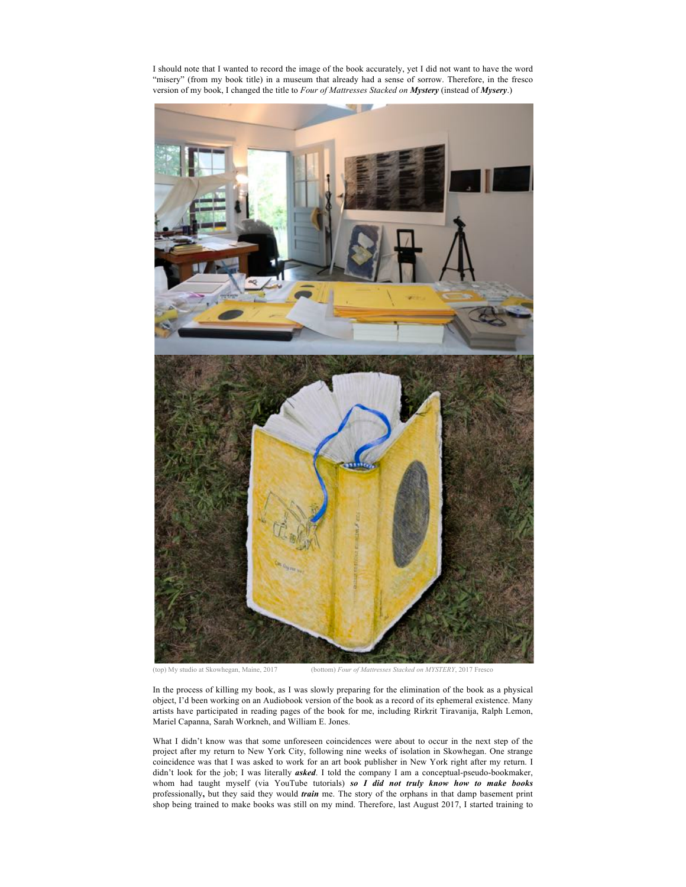I should note that I wanted to record the image of the book accurately, yet I did not want to have the word "misery" (from my book title) in a museum that already had a sense of sorrow. Therefore, in the fresco version of my book, I changed the title to *Four of Mattresses Stacked on **Mystery*** (instead of ***Mysery***.)

(top) My studio at Skowhegan, Maine, 2017 (bottom) *Four of Mattresses Stacked on MYSTERY*, 2017 Fresco

In the process of killing my book, as I was slowly preparing for the elimination of the book as a physical object, I'd been working on an Audiobook version of the book as a record of its ephemeral existence. Many artists have participated in reading pages of the book for me, including Rirkrit Tiravanija, Ralph Lemon, Mariel Capanna, Sarah Workneh, and William E. Jones.

What I didn't know was that some unforeseen coincidences were about to occur in the next step of the project after my return to New York City, following nine weeks of isolation in Skowhegan. One strange coincidence was that I was asked to work for an art book publisher in New York right after my return. I didn't look for the job; I was literally ***asked***. I told the company I am a conceptual-pseudo-bookmaker, whom had taught myself (via YouTube tutorials) ***so I did not truly know how to make books*** professionally**,** but they said they would ***train*** me. The story of the orphans in that damp basement print shop being trained to make books was still on my mind. Therefore, last August 2017, I started training to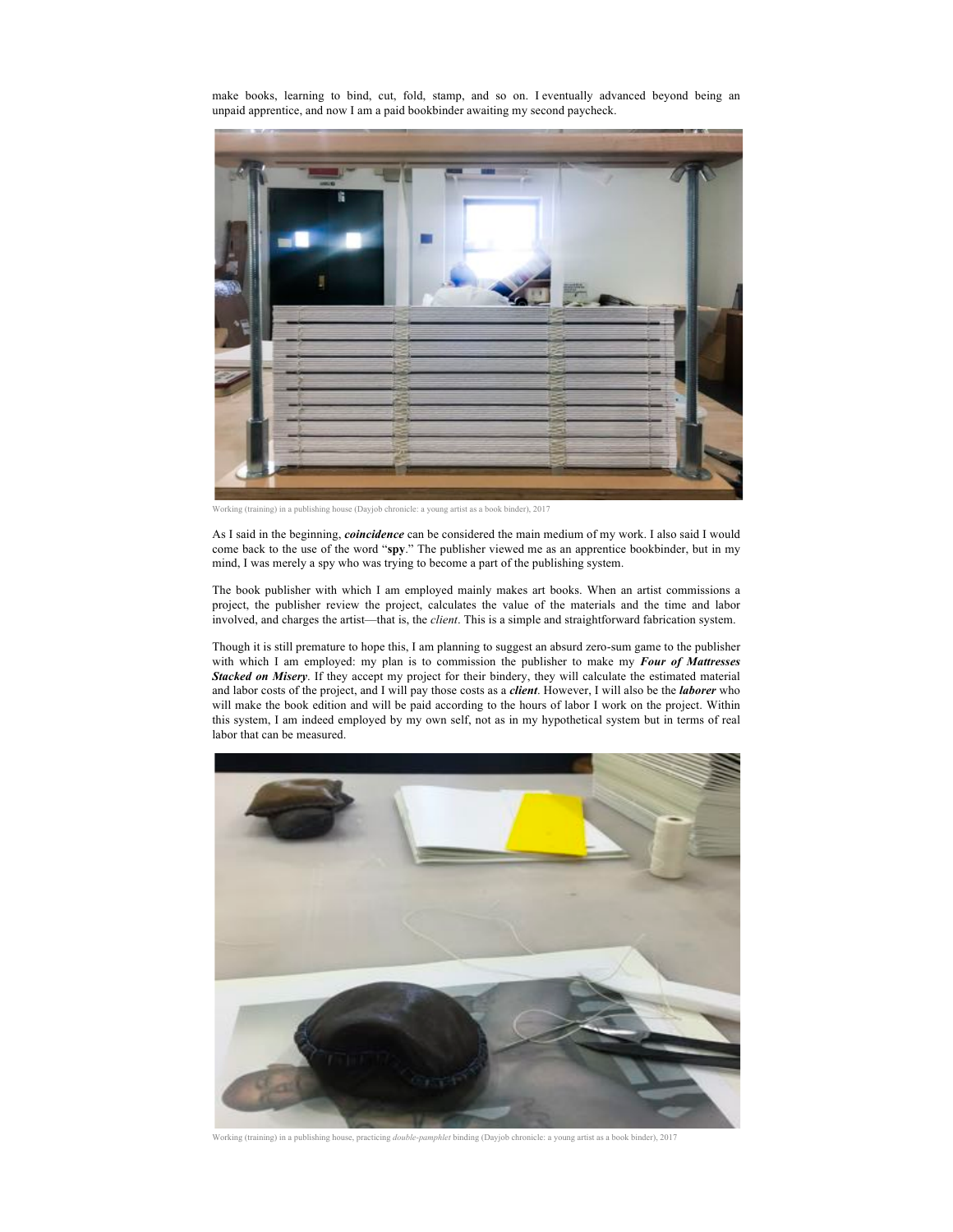make books, learning to bind, cut, fold, stamp, and so on. I eventually advanced beyond being an unpaid apprentice, and now I am a paid bookbinder awaiting my second paycheck.

Working (training) in a publishing house (Dayjob chronicle: a young artist as a book binder), 2017

As I said in the beginning, ***coincidence*** can be considered the main medium of my work. I also said I would come back to the use of the word "**spy**." The publisher viewed me as an apprentice bookbinder, but in my mind, I was merely a spy who was trying to become a part of the publishing system.

The book publisher with which I am employed mainly makes art books. When an artist commissions a project, the publisher review the project, calculates the value of the materials and the time and labor involved, and charges the artist—that is, the *client*. This is a simple and straightforward fabrication system.

Though it is still premature to hope this, I am planning to suggest an absurd zero-sum game to the publisher with which I am employed: my plan is to commission the publisher to make my ***Four of Mattresses Stacked on Misery***. If they accept my project for their bindery, they will calculate the estimated material and labor costs of the project, and I will pay those costs as a ***client***. However, I will also be the ***laborer*** who will make the book edition and will be paid according to the hours of labor I work on the project. Within this system, I am indeed employed by my own self, not as in my hypothetical system but in terms of real labor that can be measured.

Working (training) in a publishing house, practicing *double-pamphlet* binding (Dayjob chronicle: a young artist as a book binder), 2017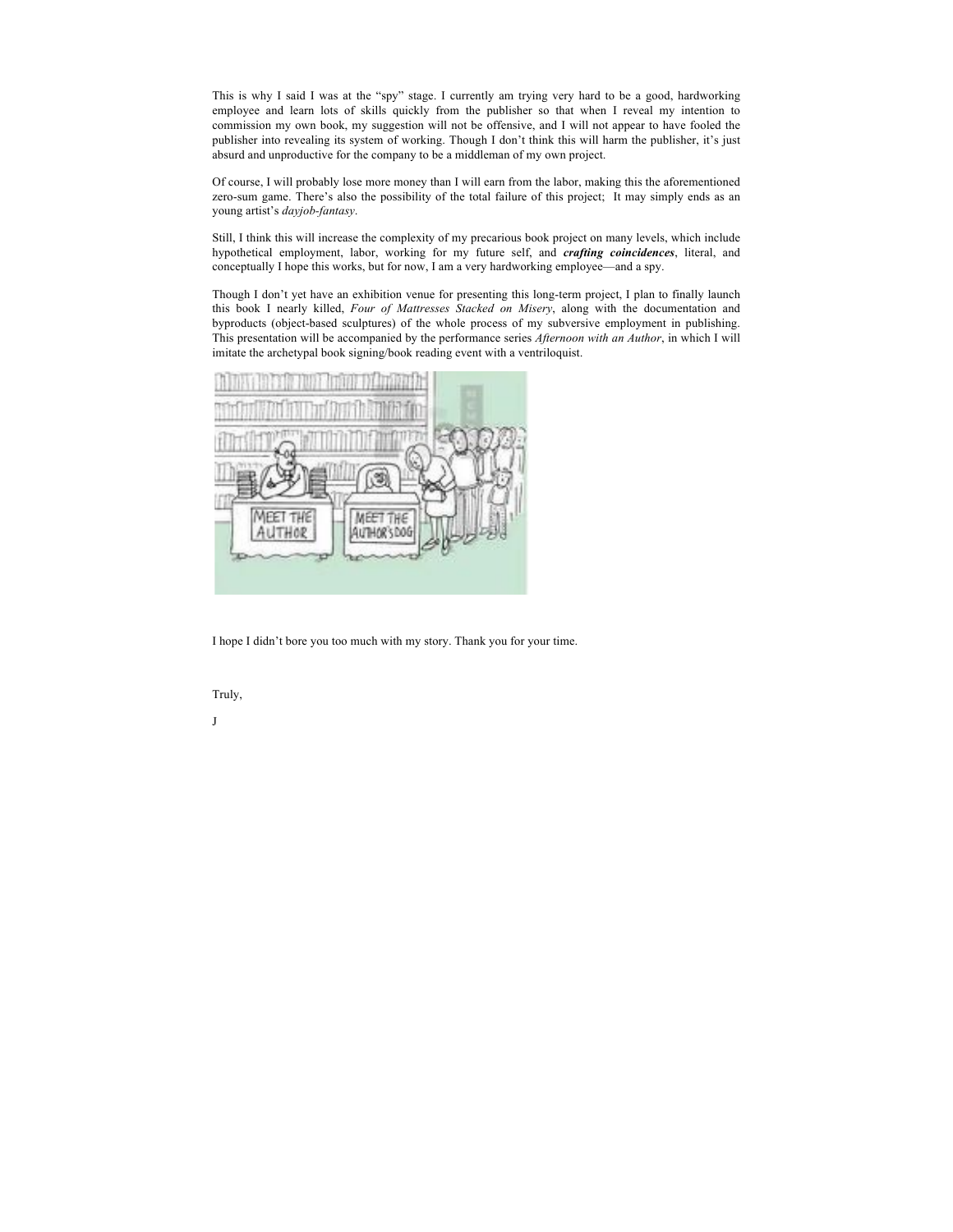This is why I said I was at the "spy" stage. I currently am trying very hard to be a good, hardworking employee and learn lots of skills quickly from the publisher so that when I reveal my intention to commission my own book, my suggestion will not be offensive, and I will not appear to have fooled the publisher into revealing its system of working. Though I don't think this will harm the publisher, it's just absurd and unproductive for the company to be a middleman of my own project.

Of course, I will probably lose more money than I will earn from the labor, making this the aforementioned zero-sum game. There's also the possibility of the total failure of this project;  It may simply ends as an young artist's *dayjob-fantasy*.

Still, I think this will increase the complexity of my precarious book project on many levels, which include hypothetical employment, labor, working for my future self, and ***crafting coincidences***, literal, and conceptually I hope this works, but for now, I am a very hardworking employee—and a spy.

Though I don't yet have an exhibition venue for presenting this long-term project, I plan to finally launch this book I nearly killed, *Four of Mattresses Stacked on Misery*, along with the documentation and byproducts (object-based sculptures) of the whole process of my subversive employment in publishing. This presentation will be accompanied by the performance series *Afternoon with an Author*, in which I will imitate the archetypal book signing/book reading event with a ventriloquist.

I hope I didn't bore you too much with my story. Thank you for your time.

Truly,

J